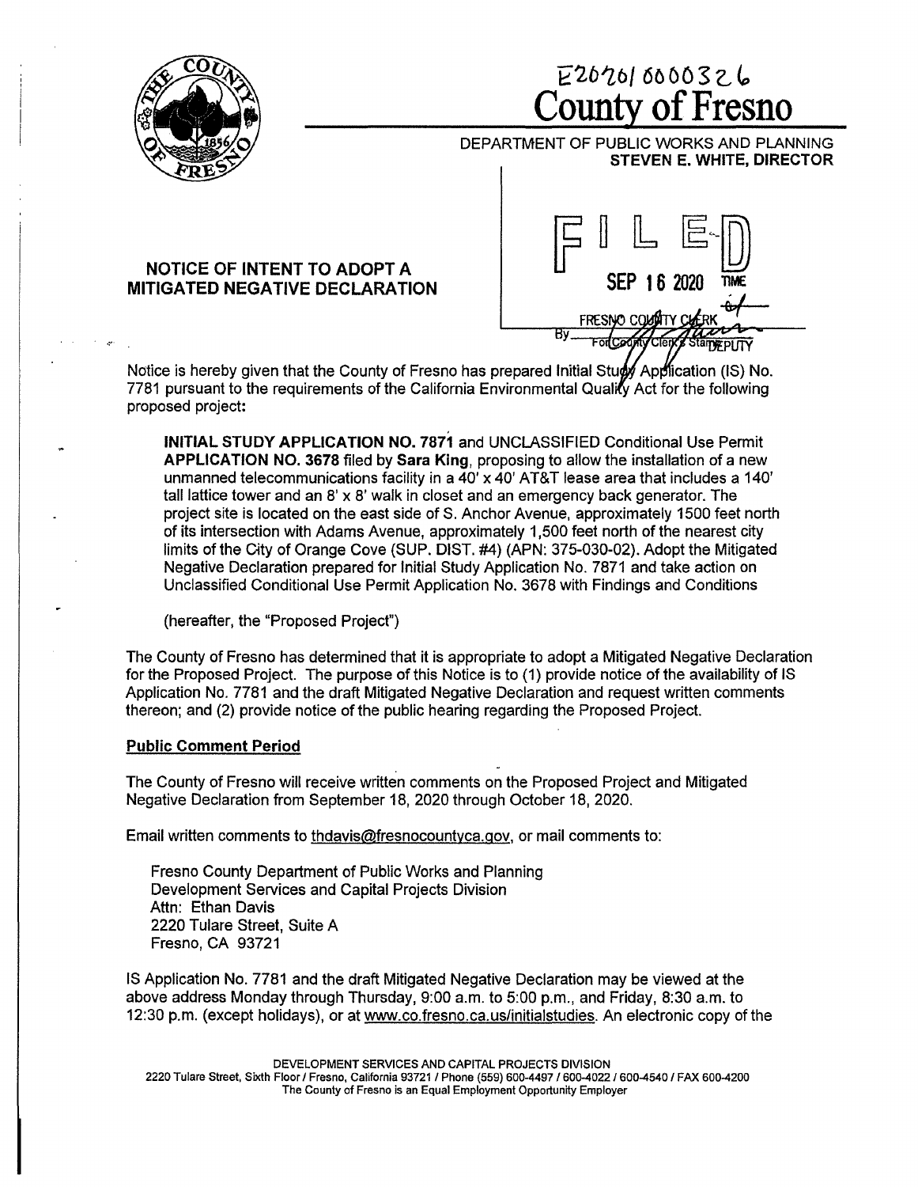E202010000326

# County of Fresno

DEPARTMENT OF PUBLIC WORKS AND PLANNING
**STEVEN E. WHITE, DIRECTOR**

FILED
SEP 16 2020 TIME
FRESNO COUNTY CLERK
By ______ DEPUTY

## NOTICE OF INTENT TO ADOPT A MITIGATED NEGATIVE DECLARATION

Notice is hereby given that the County of Fresno has prepared Initial Study Application (IS) No. 7781 pursuant to the requirements of the California Environmental Quality Act for the following proposed project:

> **INITIAL STUDY APPLICATION NO. 7871** and UNCLASSIFIED Conditional Use Permit **APPLICATION NO. 3678** filed by **Sara King**, proposing to allow the installation of a new unmanned telecommunications facility in a 40' x 40' AT&T lease area that includes a 140' tall lattice tower and an 8' x 8' walk in closet and an emergency back generator. The project site is located on the east side of S. Anchor Avenue, approximately 1500 feet north of its intersection with Adams Avenue, approximately 1,500 feet north of the nearest city limits of the City of Orange Cove (SUP. DIST. #4) (APN: 375-030-02). Adopt the Mitigated Negative Declaration prepared for Initial Study Application No. 7871 and take action on Unclassified Conditional Use Permit Application No. 3678 with Findings and Conditions
>
> (hereafter, the "Proposed Project")

The County of Fresno has determined that it is appropriate to adopt a Mitigated Negative Declaration for the Proposed Project. The purpose of this Notice is to (1) provide notice of the availability of IS Application No. 7781 and the draft Mitigated Negative Declaration and request written comments thereon; and (2) provide notice of the public hearing regarding the Proposed Project.

### Public Comment Period

The County of Fresno will receive written comments on the Proposed Project and Mitigated Negative Declaration from September 18, 2020 through October 18, 2020.

Email written comments to thdavis@fresnocountyca.gov, or mail comments to:

Fresno County Department of Public Works and Planning
Development Services and Capital Projects Division
Attn: Ethan Davis
2220 Tulare Street, Suite A
Fresno, CA 93721

IS Application No. 7781 and the draft Mitigated Negative Declaration may be viewed at the above address Monday through Thursday, 9:00 a.m. to 5:00 p.m., and Friday, 8:30 a.m. to 12:30 p.m. (except holidays), or at www.co.fresno.ca.us/initialstudies. An electronic copy of the

DEVELOPMENT SERVICES AND CAPITAL PROJECTS DIVISION
2220 Tulare Street, Sixth Floor / Fresno, California 93721 / Phone (559) 600-4497 / 600-4022 / 600-4540 / FAX 600-4200
The County of Fresno is an Equal Employment Opportunity Employer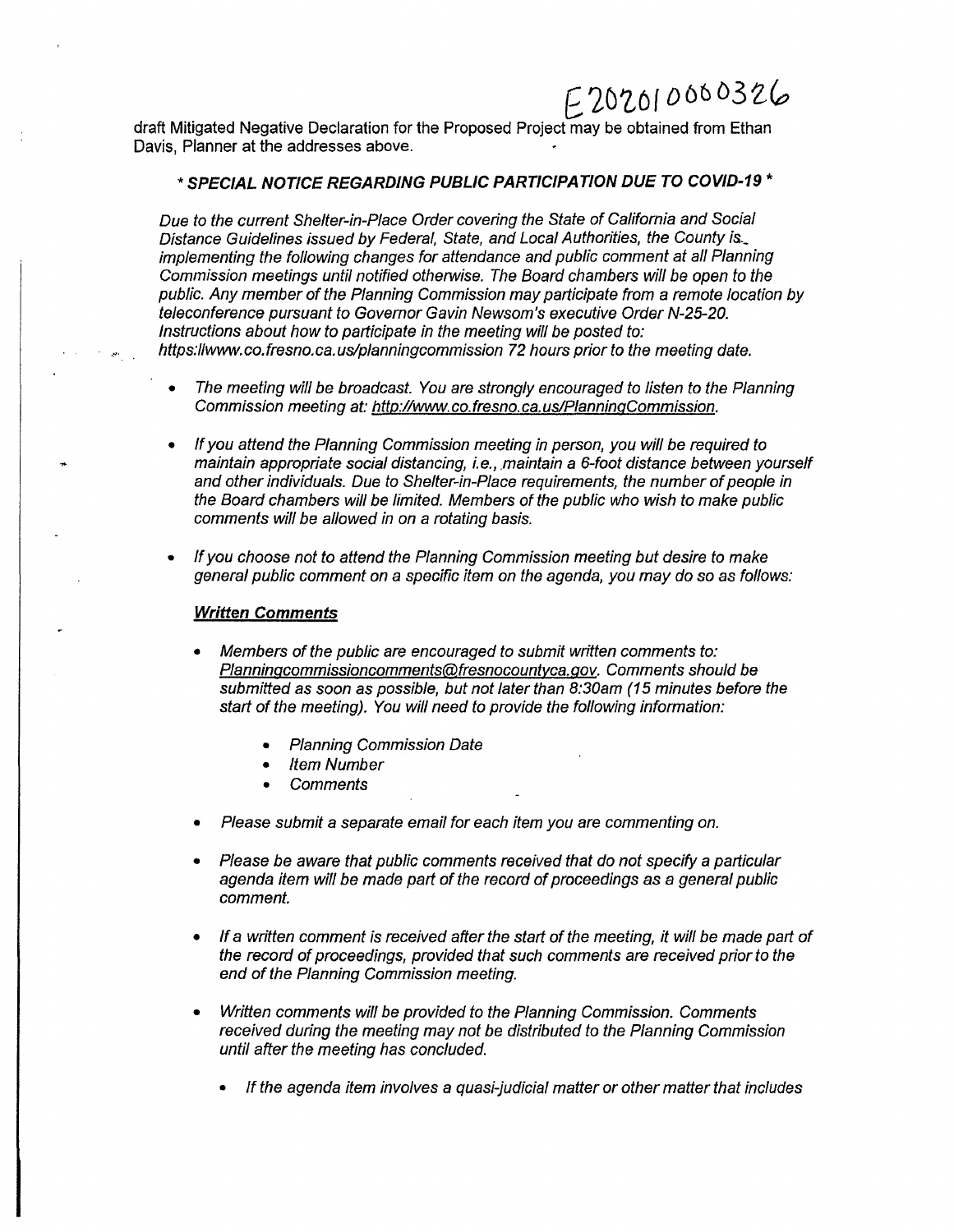E202010000326

draft Mitigated Negative Declaration for the Proposed Project may be obtained from Ethan Davis, Planner at the addresses above.

### *** SPECIAL NOTICE REGARDING PUBLIC PARTICIPATION DUE TO COVID-19 ***

*Due to the current Shelter-in-Place Order covering the State of California and Social Distance Guidelines issued by Federal, State, and Local Authorities, the County is implementing the following changes for attendance and public comment at all Planning Commission meetings until notified otherwise. The Board chambers will be open to the public. Any member of the Planning Commission may participate from a remote location by teleconference pursuant to Governor Gavin Newsom's executive Order N-25-20. Instructions about how to participate in the meeting will be posted to: https://www.co.fresno.ca.us/planningcommission 72 hours prior to the meeting date.*

- *The meeting will be broadcast. You are strongly encouraged to listen to the Planning Commission meeting at: http://www.co.fresno.ca.us/PlanningCommission.*
- *If you attend the Planning Commission meeting in person, you will be required to maintain appropriate social distancing, i.e., maintain a 6-foot distance between yourself and other individuals. Due to Shelter-in-Place requirements, the number of people in the Board chambers will be limited. Members of the public who wish to make public comments will be allowed in on a rotating basis.*
- *If you choose not to attend the Planning Commission meeting but desire to make general public comment on a specific item on the agenda, you may do so as follows:*

***Written Comments***

- *Members of the public are encouraged to submit written comments to: Planningcommissioncomments@fresnocountyca.gov. Comments should be submitted as soon as possible, but not later than 8:30am (15 minutes before the start of the meeting). You will need to provide the following information:*
  - *Planning Commission Date*
  - *Item Number*
  - *Comments*
- *Please submit a separate email for each item you are commenting on.*
- *Please be aware that public comments received that do not specify a particular agenda item will be made part of the record of proceedings as a general public comment.*
- *If a written comment is received after the start of the meeting, it will be made part of the record of proceedings, provided that such comments are received prior to the end of the Planning Commission meeting.*
- *Written comments will be provided to the Planning Commission. Comments received during the meeting may not be distributed to the Planning Commission until after the meeting has concluded.*
  - *If the agenda item involves a quasi-judicial matter or other matter that includes*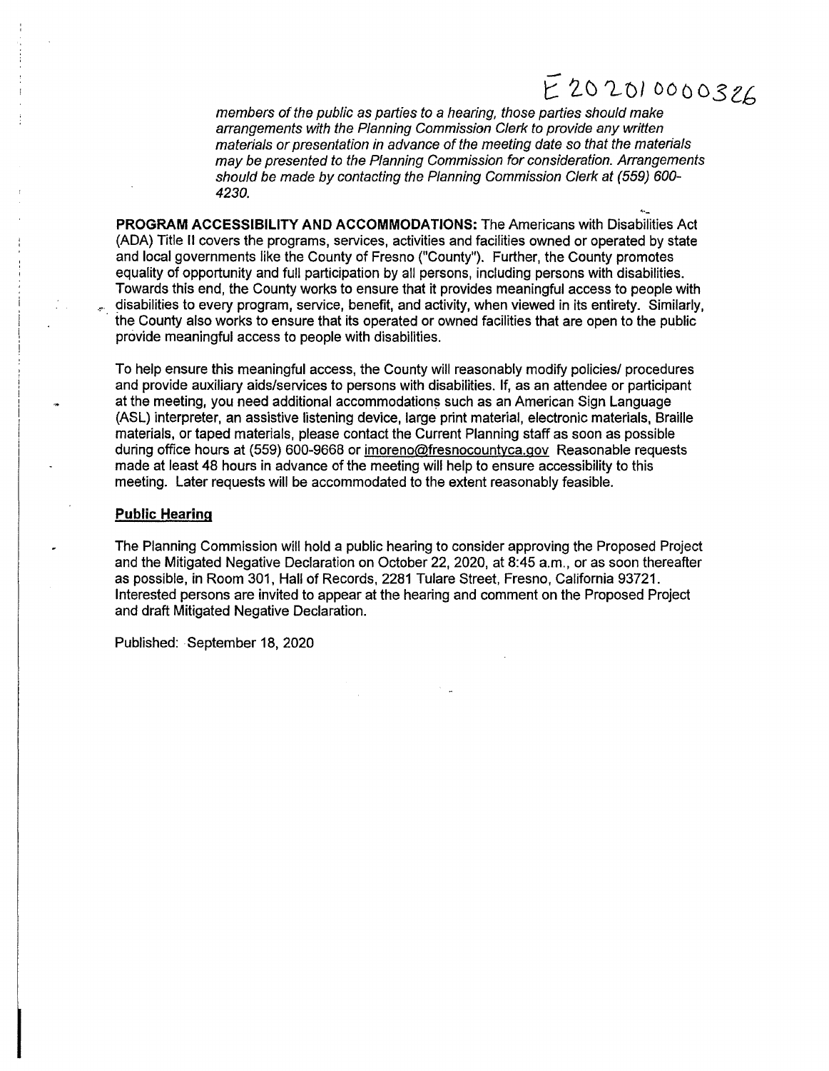E202010000326

*members of the public as parties to a hearing, those parties should make arrangements with the Planning Commission Clerk to provide any written materials or presentation in advance of the meeting date so that the materials may be presented to the Planning Commission for consideration. Arrangements should be made by contacting the Planning Commission Clerk at (559) 600-4230.*

**PROGRAM ACCESSIBILITY AND ACCOMMODATIONS:** The Americans with Disabilities Act (ADA) Title II covers the programs, services, activities and facilities owned or operated by state and local governments like the County of Fresno ("County"). Further, the County promotes equality of opportunity and full participation by all persons, including persons with disabilities. Towards this end, the County works to ensure that it provides meaningful access to people with disabilities to every program, service, benefit, and activity, when viewed in its entirety. Similarly, the County also works to ensure that its operated or owned facilities that are open to the public provide meaningful access to people with disabilities.

To help ensure this meaningful access, the County will reasonably modify policies/ procedures and provide auxiliary aids/services to persons with disabilities. If, as an attendee or participant at the meeting, you need additional accommodations such as an American Sign Language (ASL) interpreter, an assistive listening device, large print material, electronic materials, Braille materials, or taped materials, please contact the Current Planning staff as soon as possible during office hours at (559) 600-9668 or imoreno@fresnocountyca.gov Reasonable requests made at least 48 hours in advance of the meeting will help to ensure accessibility to this meeting. Later requests will be accommodated to the extent reasonably feasible.

**Public Hearing**

The Planning Commission will hold a public hearing to consider approving the Proposed Project and the Mitigated Negative Declaration on October 22, 2020, at 8:45 a.m., or as soon thereafter as possible, in Room 301, Hall of Records, 2281 Tulare Street, Fresno, California 93721. Interested persons are invited to appear at the hearing and comment on the Proposed Project and draft Mitigated Negative Declaration.

Published: September 18, 2020